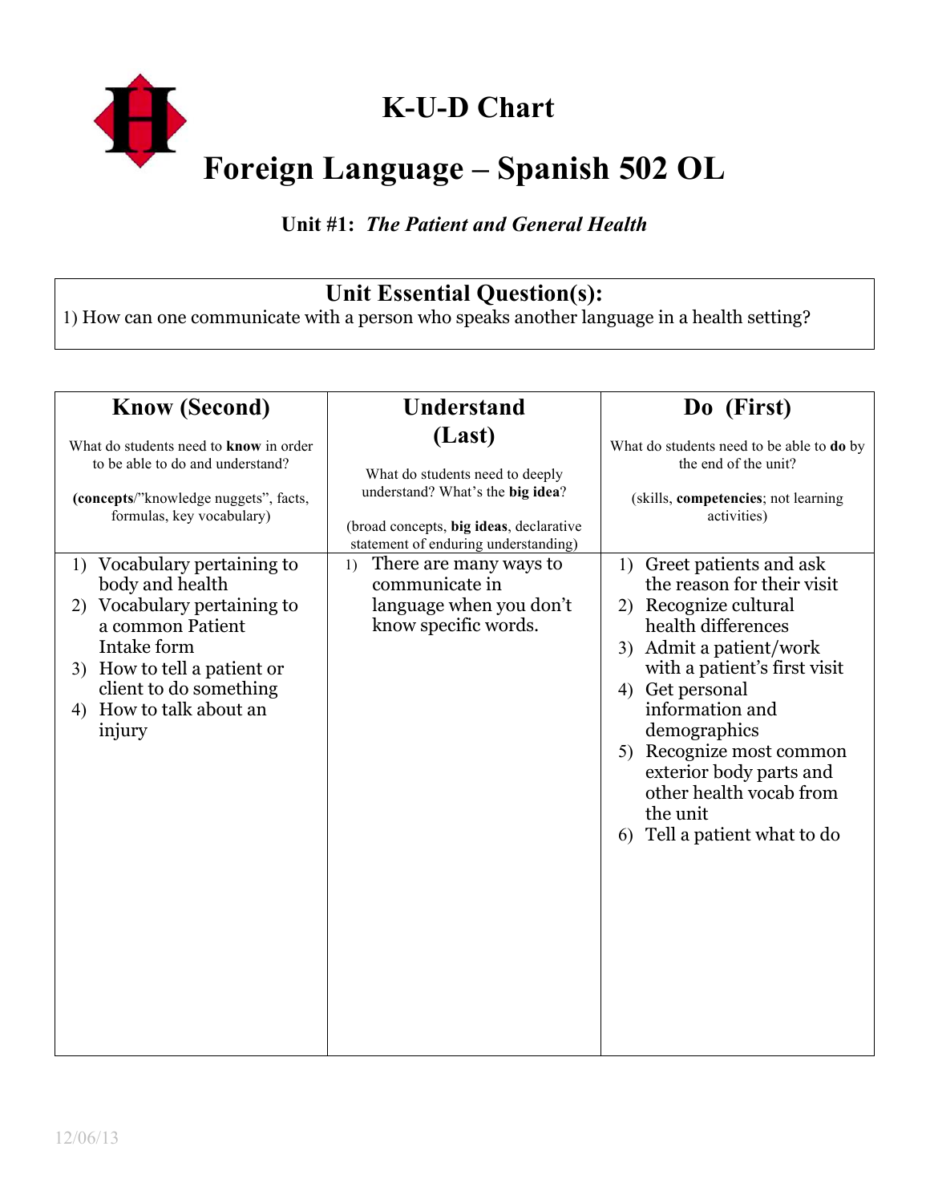# K-U-D Chart

# Foreign Language – Spanish 502 OL

**Unit #1:** ***The Patient and General Health***

## Unit Essential Question(s):

1) How can one communicate with a person who speaks another language in a health setting?

| Know (Second) | Understand (Last) | Do (First) |
|---|---|---|
| What do students need to **know** in order to be able to do and understand? (**concepts**/"knowledge nuggets", facts, formulas, key vocabulary) | What do students need to deeply understand? What's the **big idea**? (broad concepts, **big ideas**, declarative statement of enduring understanding) | What do students need to be able to **do** by the end of the unit? (skills, **competencies**; not learning activities) |
| 1) Vocabulary pertaining to body and health<br>2) Vocabulary pertaining to a common Patient Intake form<br>3) How to tell a patient or client to do something<br>4) How to talk about an injury | 1) There are many ways to communicate in language when you don't know specific words. | 1) Greet patients and ask the reason for their visit<br>2) Recognize cultural health differences<br>3) Admit a patient/work with a patient's first visit<br>4) Get personal information and demographics<br>5) Recognize most common exterior body parts and other health vocab from the unit<br>6) Tell a patient what to do |

12/06/13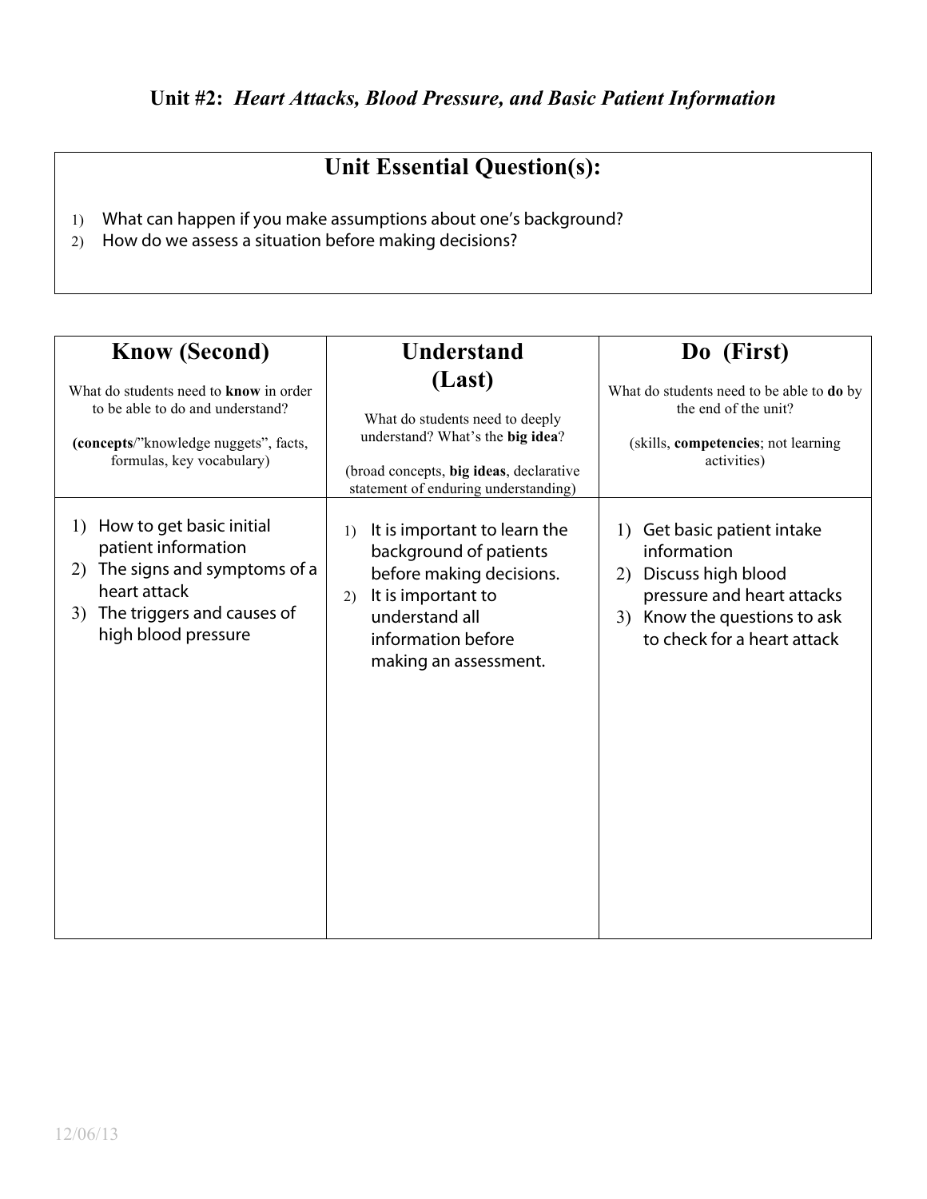## Unit #2: *Heart Attacks, Blood Pressure, and Basic Patient Information*

### Unit Essential Question(s):

1) What can happen if you make assumptions about one's background?
2) How do we assess a situation before making decisions?

| **Know (Second)**<br>What do students need to **know** in order to be able to do and understand?<br>**(concepts**/"knowledge nuggets", facts, formulas, key vocabulary) | **Understand (Last)**<br>What do students need to deeply understand? What's the **big idea**?<br>(broad concepts, **big ideas**, declarative statement of enduring understanding) | **Do (First)**<br>What do students need to be able to **do** by the end of the unit?<br>(skills, **competencies**; not learning activities) |
|---|---|---|
| 1) How to get basic initial patient information<br>2) The signs and symptoms of a heart attack<br>3) The triggers and causes of high blood pressure | 1) It is important to learn the background of patients before making decisions.<br>2) It is important to understand all information before making an assessment. | 1) Get basic patient intake information<br>2) Discuss high blood pressure and heart attacks<br>3) Know the questions to ask to check for a heart attack |

12/06/13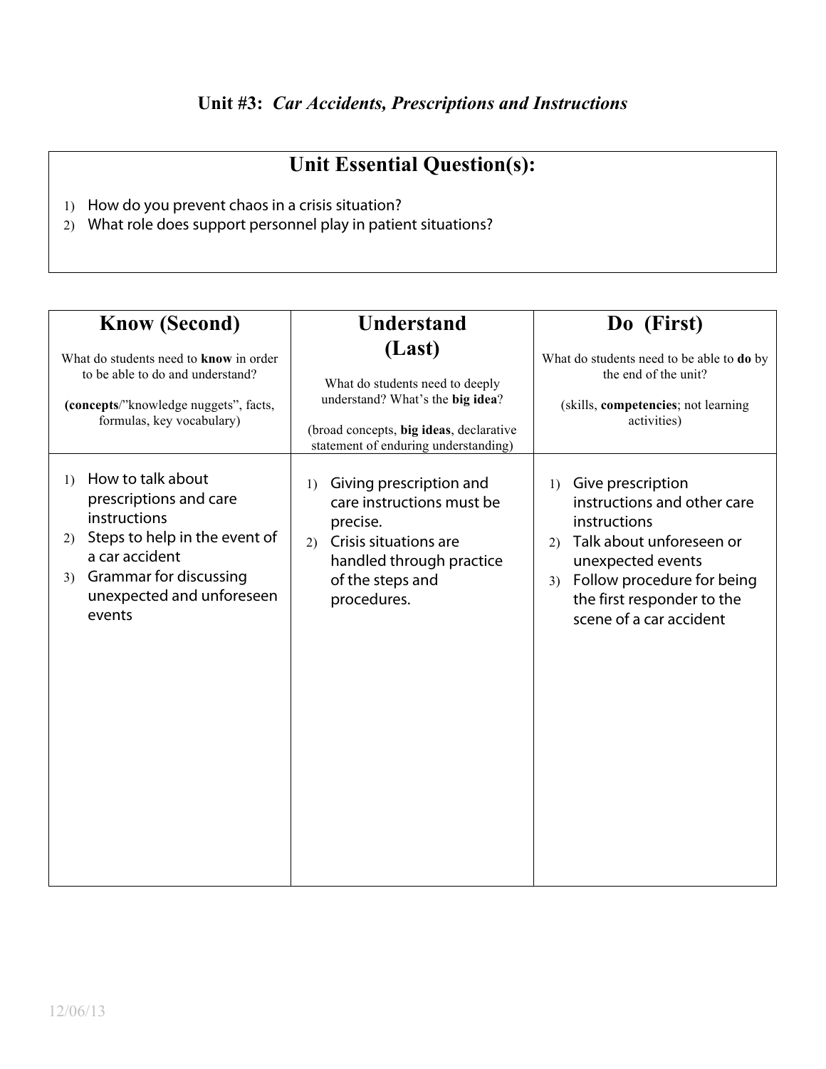## Unit #3: *Car Accidents, Prescriptions and Instructions*

## Unit Essential Question(s):

1) How do you prevent chaos in a crisis situation?
2) What role does support personnel play in patient situations?

| Know (Second) | Understand (Last) | Do (First) |
|---|---|---|
| What do students need to **know** in order to be able to do and understand?<br><br>(**concepts**/"knowledge nuggets", facts, formulas, key vocabulary) | What do students need to deeply understand? What's the **big idea**?<br><br>(broad concepts, **big ideas**, declarative statement of enduring understanding) | What do students need to be able to **do** by the end of the unit?<br><br>(skills, **competencies**; not learning activities) |
| 1) How to talk about prescriptions and care instructions<br>2) Steps to help in the event of a car accident<br>3) Grammar for discussing unexpected and unforeseen events | 1) Giving prescription and care instructions must be precise.<br>2) Crisis situations are handled through practice of the steps and procedures. | 1) Give prescription instructions and other care instructions<br>2) Talk about unforeseen or unexpected events<br>3) Follow procedure for being the first responder to the scene of a car accident |

12/06/13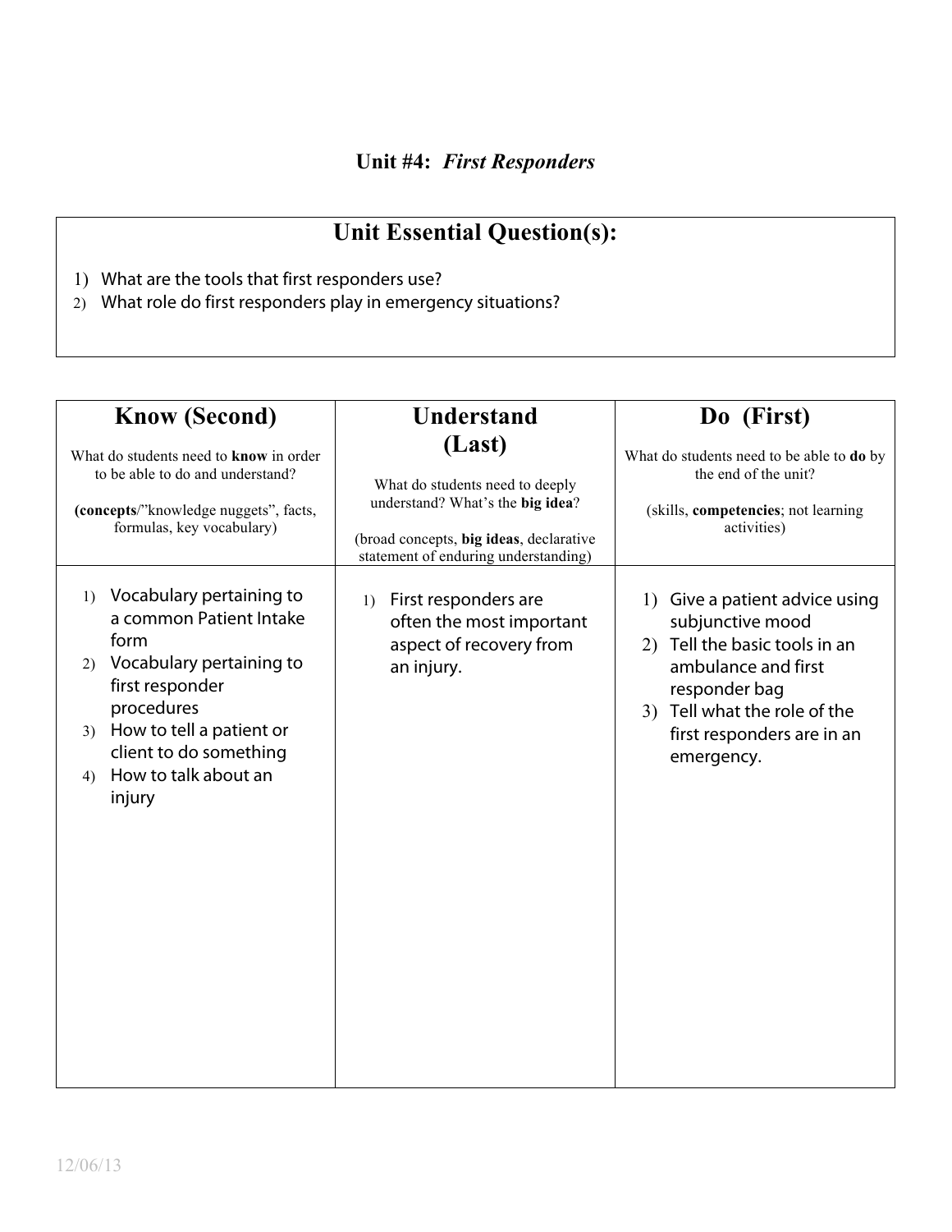## Unit #4: *First Responders*

| Unit Essential Question(s): |
|---|
| 1) What are the tools that first responders use?<br>2) What role do first responders play in emergency situations? |

| Know (Second)<br>What do students need to **know** in order to be able to do and understand?<br>(**concepts**/"knowledge nuggets", facts, formulas, key vocabulary) | Understand (Last)<br>What do students need to deeply understand? What's the **big idea**?<br>(broad concepts, **big ideas**, declarative statement of enduring understanding) | Do (First)<br>What do students need to be able to **do** by the end of the unit?<br>(skills, **competencies**; not learning activities) |
|---|---|---|
| 1) Vocabulary pertaining to a common Patient Intake form<br>2) Vocabulary pertaining to first responder procedures<br>3) How to tell a patient or client to do something<br>4) How to talk about an injury | 1) First responders are often the most important aspect of recovery from an injury. | 1) Give a patient advice using subjunctive mood<br>2) Tell the basic tools in an ambulance and first responder bag<br>3) Tell what the role of the first responders are in an emergency. |

12/06/13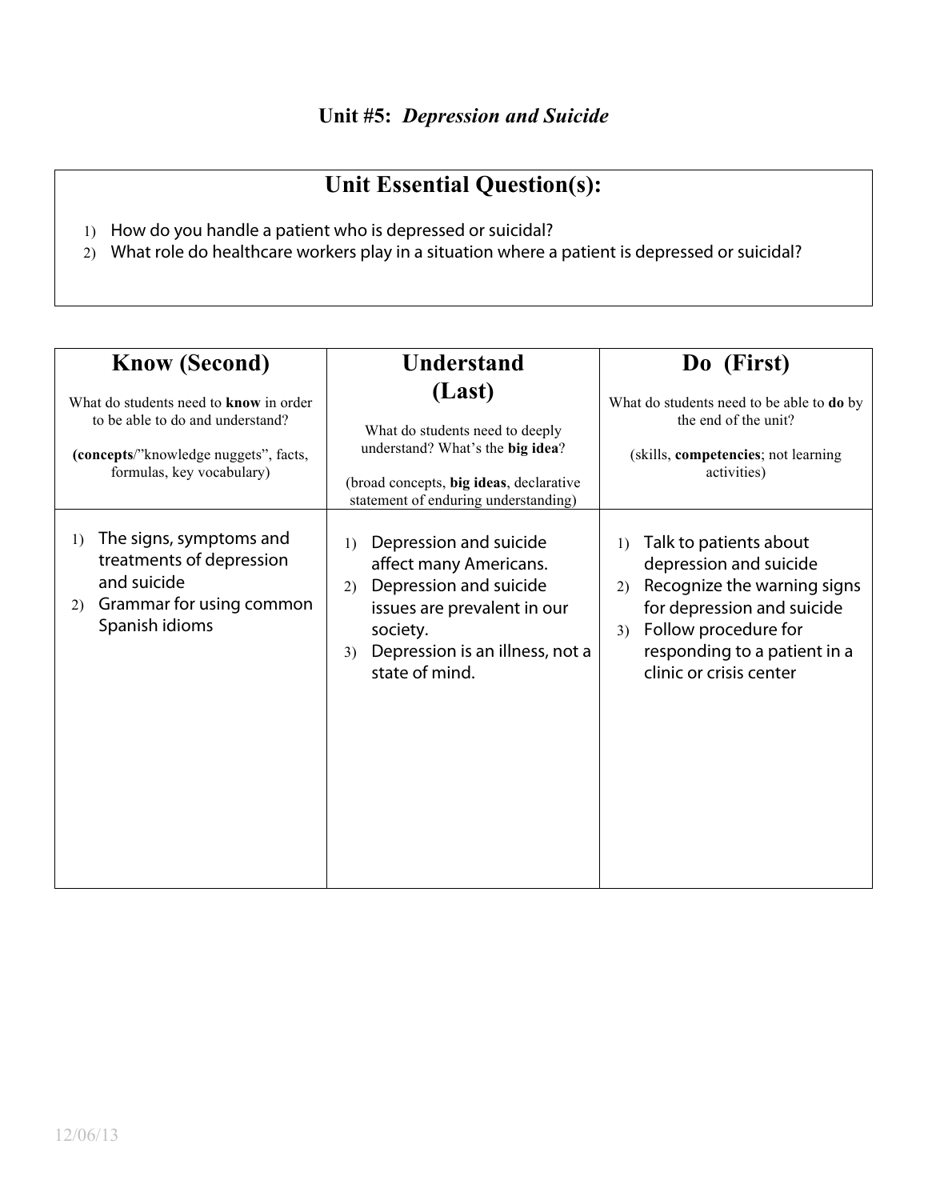# Unit #5: *Depression and Suicide*

## Unit Essential Question(s):

1) How do you handle a patient who is depressed or suicidal?
2) What role do healthcare workers play in a situation where a patient is depressed or suicidal?

| Know (Second)<br><br>What do students need to **know** in order to be able to do and understand?<br><br>(**concepts**/"knowledge nuggets", facts, formulas, key vocabulary) | Understand (Last)<br><br>What do students need to deeply understand? What's the **big idea**?<br><br>(broad concepts, **big ideas**, declarative statement of enduring understanding) | Do (First)<br><br>What do students need to be able to **do** by the end of the unit?<br><br>(skills, **competencies**; not learning activities) |
|---|---|---|
| 1) The signs, symptoms and treatments of depression and suicide<br>2) Grammar for using common Spanish idioms | 1) Depression and suicide affect many Americans.<br>2) Depression and suicide issues are prevalent in our society.<br>3) Depression is an illness, not a state of mind. | 1) Talk to patients about depression and suicide<br>2) Recognize the warning signs for depression and suicide<br>3) Follow procedure for responding to a patient in a clinic or crisis center |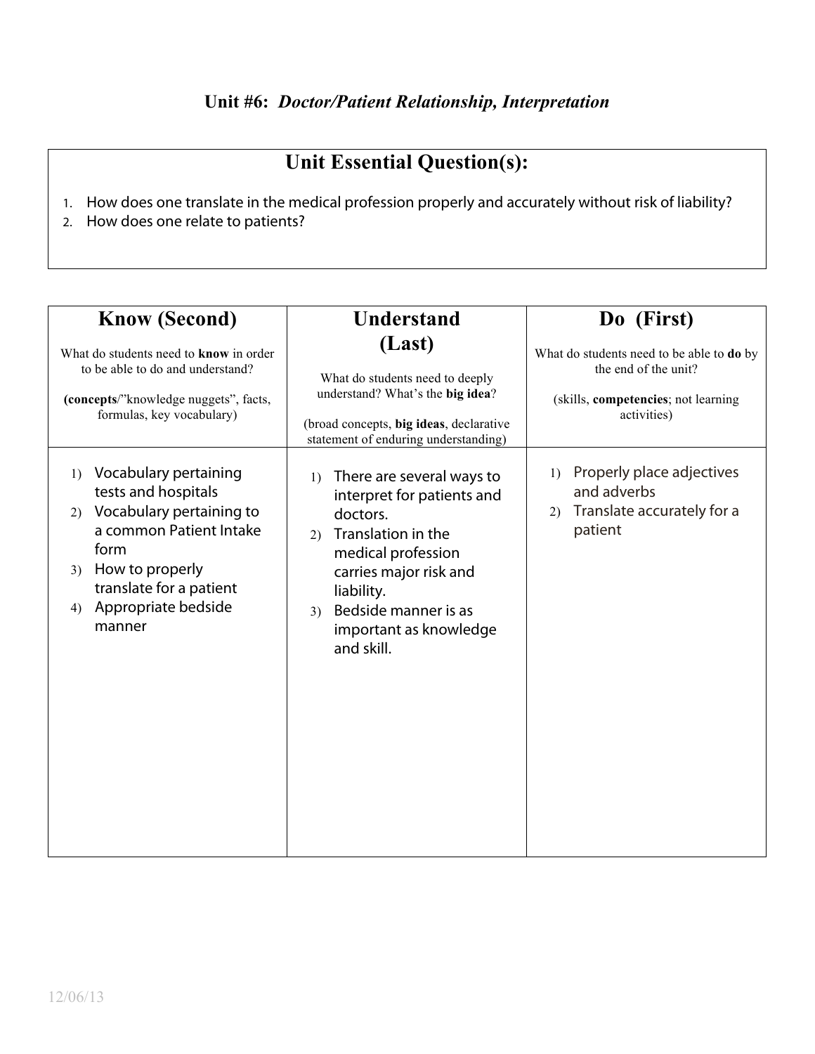## Unit #6: *Doctor/Patient Relationship, Interpretation*

### Unit Essential Question(s):

1. How does one translate in the medical profession properly and accurately without risk of liability?
2. How does one relate to patients?

| **Know (Second)**<br><br>What do students need to **know** in order to be able to do and understand?<br><br>(**concepts**/"knowledge nuggets", facts, formulas, key vocabulary) | **Understand (Last)**<br><br>What do students need to deeply understand? What's the **big idea**?<br><br>(broad concepts, **big ideas**, declarative statement of enduring understanding) | **Do (First)**<br><br>What do students need to be able to **do** by the end of the unit?<br><br>(skills, **competencies**; not learning activities) |
|---|---|---|
| 1) Vocabulary pertaining tests and hospitals<br>2) Vocabulary pertaining to a common Patient Intake form<br>3) How to properly translate for a patient<br>4) Appropriate bedside manner | 1) There are several ways to interpret for patients and doctors.<br>2) Translation in the medical profession carries major risk and liability.<br>3) Bedside manner is as important as knowledge and skill. | 1) Properly place adjectives and adverbs<br>2) Translate accurately for a patient |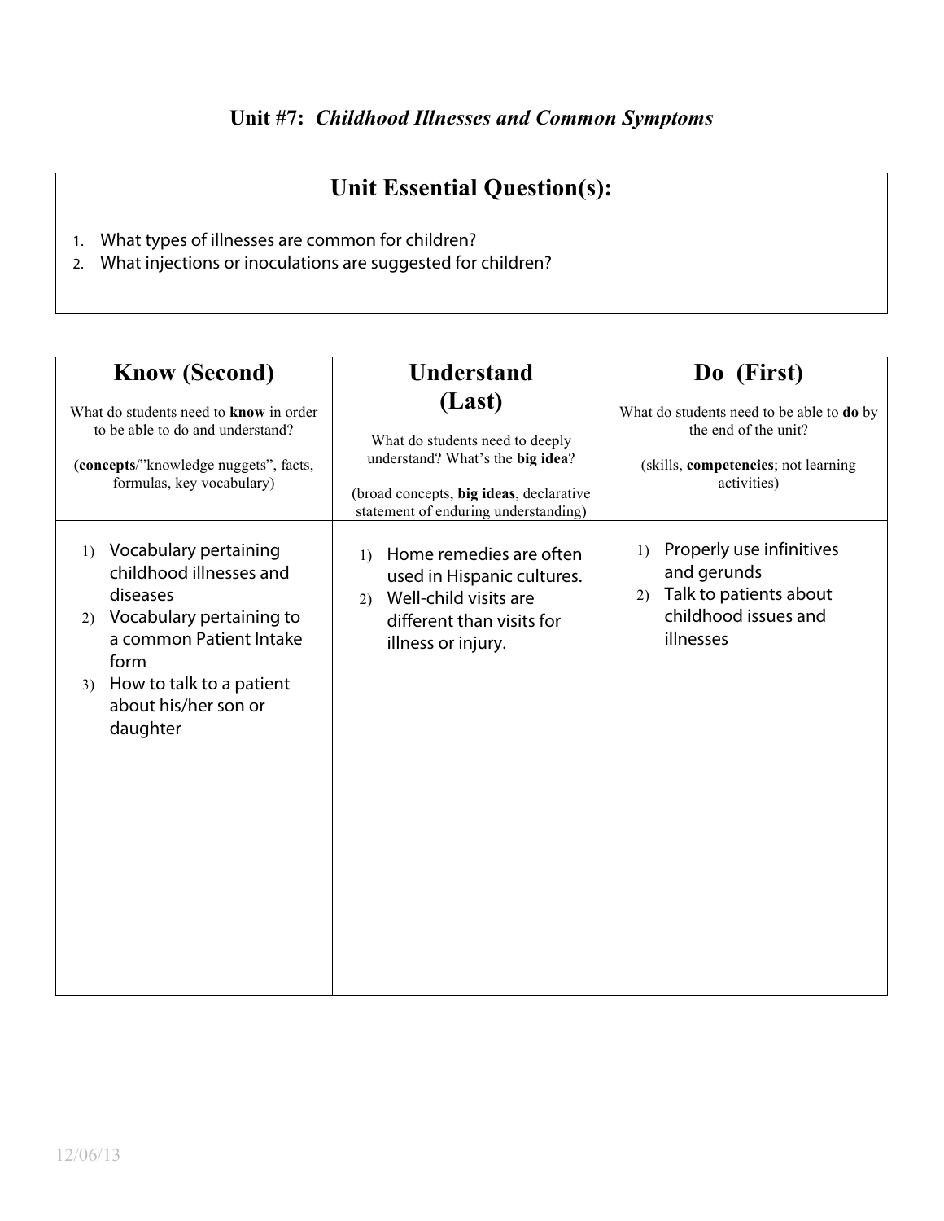## Unit #7: *Childhood Illnesses and Common Symptoms*

| Unit Essential Question(s): |
| --- |
| 1. What types of illnesses are common for children?<br>2. What injections or inoculations are suggested for children? |

| **Know (Second)**<br><br>What do students need to **know** in order to be able to do and understand?<br><br>(**concepts**/"knowledge nuggets", facts, formulas, key vocabulary) | **Understand (Last)**<br><br>What do students need to deeply understand? What's the **big idea**?<br><br>(broad concepts, **big ideas**, declarative statement of enduring understanding) | **Do (First)**<br><br>What do students need to be able to **do** by the end of the unit?<br><br>(skills, **competencies**; not learning activities) |
| --- | --- | --- |
| 1) Vocabulary pertaining childhood illnesses and diseases<br>2) Vocabulary pertaining to a common Patient Intake form<br>3) How to talk to a patient about his/her son or daughter | 1) Home remedies are often used in Hispanic cultures.<br>2) Well-child visits are different than visits for illness or injury. | 1) Properly use infinitives and gerunds<br>2) Talk to patients about childhood issues and illnesses |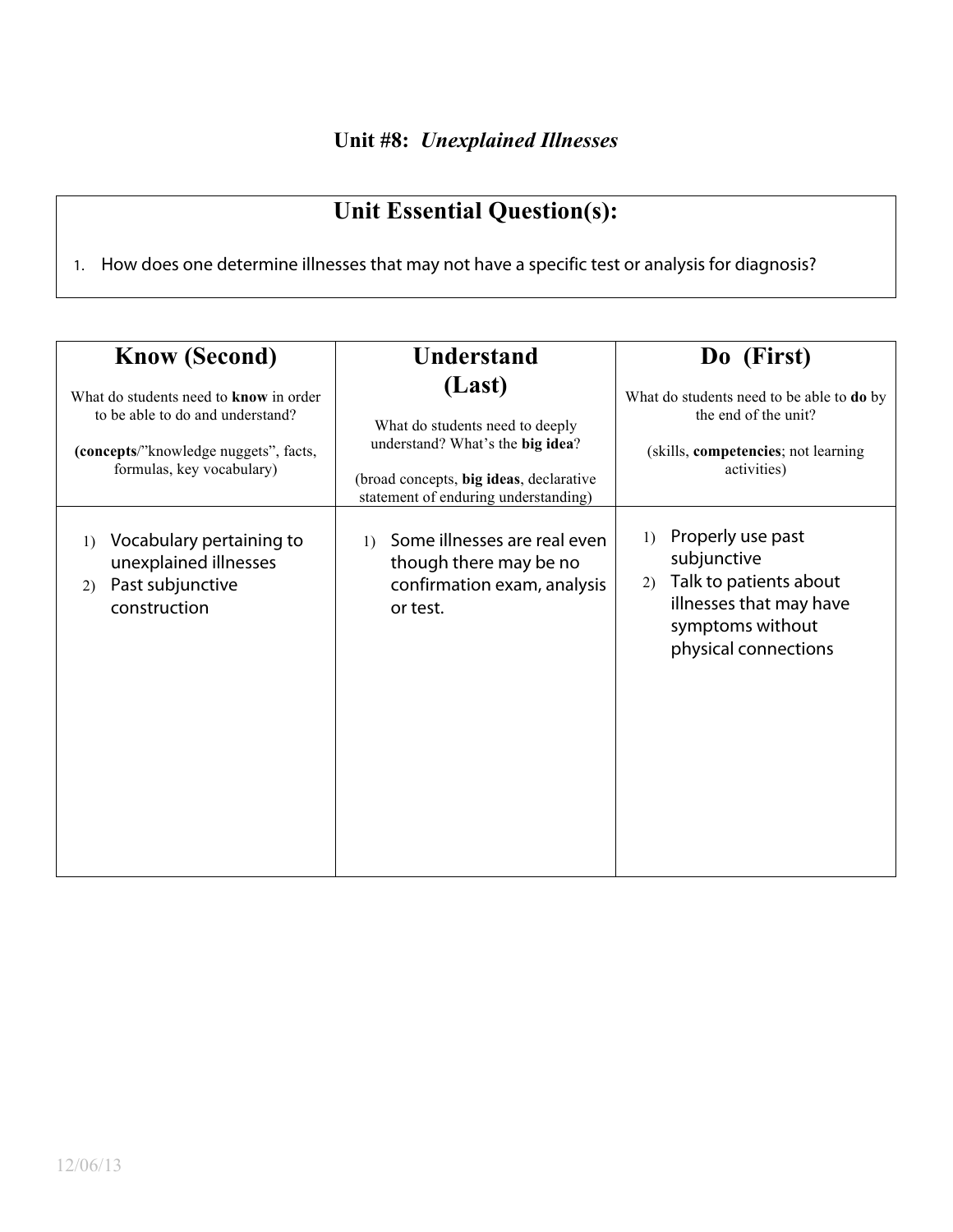# Unit #8: *Unexplained Illnesses*

## Unit Essential Question(s):

1. How does one determine illnesses that may not have a specific test or analysis for diagnosis?

| **Know (Second)**<br>What do students need to **know** in order to be able to do and understand?<br>(**concepts**/"knowledge nuggets", facts, formulas, key vocabulary) | **Understand (Last)**<br>What do students need to deeply understand? What's the **big idea**?<br>(broad concepts, **big ideas**, declarative statement of enduring understanding) | **Do (First)**<br>What do students need to be able to **do** by the end of the unit?<br>(skills, **competencies**; not learning activities) |
|---|---|---|
| 1) Vocabulary pertaining to unexplained illnesses<br>2) Past subjunctive construction | 1) Some illnesses are real even though there may be no confirmation exam, analysis or test. | 1) Properly use past subjunctive<br>2) Talk to patients about illnesses that may have symptoms without physical connections |

12/06/13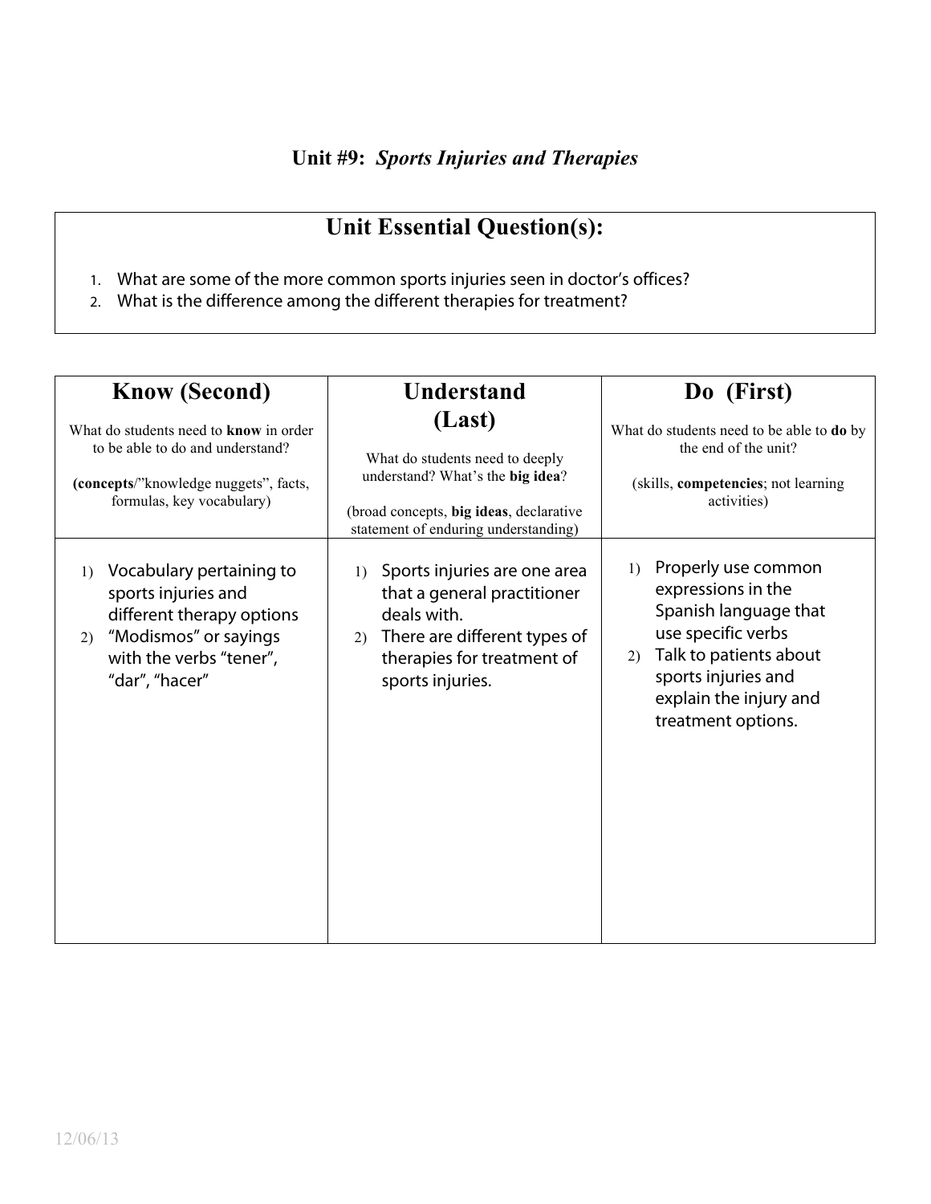## Unit #9: *Sports Injuries and Therapies*

| Unit Essential Question(s): |
|---|
| 1. What are some of the more common sports injuries seen in doctor's offices?<br>2. What is the difference among the different therapies for treatment? |

| Know (Second)<br><br>What do students need to **know** in order to be able to do and understand?<br><br>(**concepts**/"knowledge nuggets", facts, formulas, key vocabulary) | Understand (Last)<br><br>What do students need to deeply understand? What's the **big idea**?<br><br>(broad concepts, **big ideas**, declarative statement of enduring understanding) | Do (First)<br><br>What do students need to be able to **do** by the end of the unit?<br><br>(skills, **competencies**; not learning activities) |
|---|---|---|
| 1) Vocabulary pertaining to sports injuries and different therapy options<br>2) "Modismos" or sayings with the verbs "tener", "dar", "hacer" | 1) Sports injuries are one area that a general practitioner deals with.<br>2) There are different types of therapies for treatment of sports injuries. | 1) Properly use common expressions in the Spanish language that use specific verbs<br>2) Talk to patients about sports injuries and explain the injury and treatment options. |

12/06/13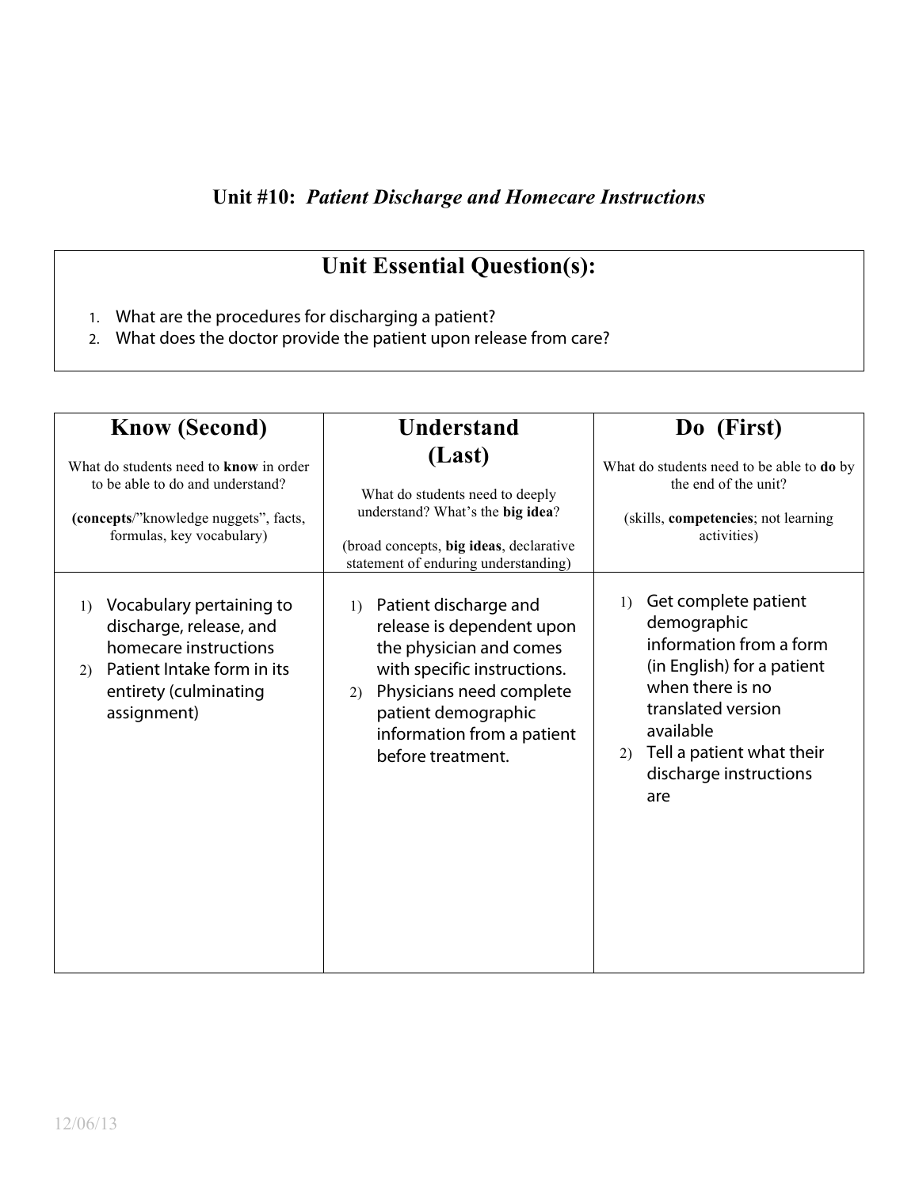## Unit #10: *Patient Discharge and Homecare Instructions*

| Unit Essential Question(s): |
|---|
| 1. What are the procedures for discharging a patient?<br>2. What does the doctor provide the patient upon release from care? |

| **Know (Second)**<br><br>What do students need to **know** in order to be able to do and understand?<br><br>(**concepts**/"knowledge nuggets", facts, formulas, key vocabulary) | **Understand (Last)**<br><br>What do students need to deeply understand? What's the **big idea**?<br><br>(broad concepts, **big ideas**, declarative statement of enduring understanding) | **Do (First)**<br><br>What do students need to be able to **do** by the end of the unit?<br><br>(skills, **competencies**; not learning activities) |
|---|---|---|
| 1) Vocabulary pertaining to discharge, release, and homecare instructions<br>2) Patient Intake form in its entirety (culminating assignment) | 1) Patient discharge and release is dependent upon the physician and comes with specific instructions.<br>2) Physicians need complete patient demographic information from a patient before treatment. | 1) Get complete patient demographic information from a form (in English) for a patient when there is no translated version available<br>2) Tell a patient what their discharge instructions are |